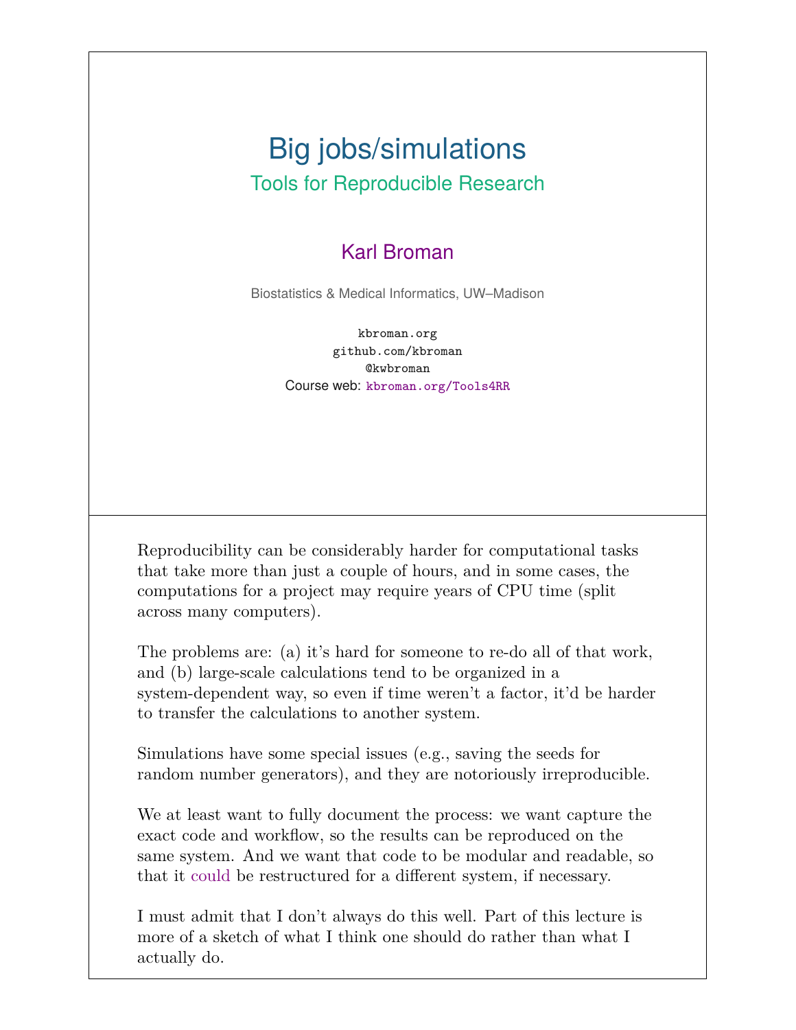# Big jobs/simulations

## Tools for Reproducible Research

Karl Broman

Biostatistics & Medical Informatics, UW–Madison

kbroman.org
github.com/kbroman
@kwbroman
Course web: kbroman.org/Tools4RR

---

Reproducibility can be considerably harder for computational tasks that take more than just a couple of hours, and in some cases, the computations for a project may require years of CPU time (split across many computers).

The problems are: (a) it's hard for someone to re-do all of that work, and (b) large-scale calculations tend to be organized in a system-dependent way, so even if time weren't a factor, it'd be harder to transfer the calculations to another system.

Simulations have some special issues (e.g., saving the seeds for random number generators), and they are notoriously irreproducible.

We at least want to fully document the process: we want capture the exact code and workflow, so the results can be reproduced on the same system. And we want that code to be modular and readable, so that it *could* be restructured for a different system, if necessary.

I must admit that I don't always do this well. Part of this lecture is more of a sketch of what I think one should do rather than what I actually do.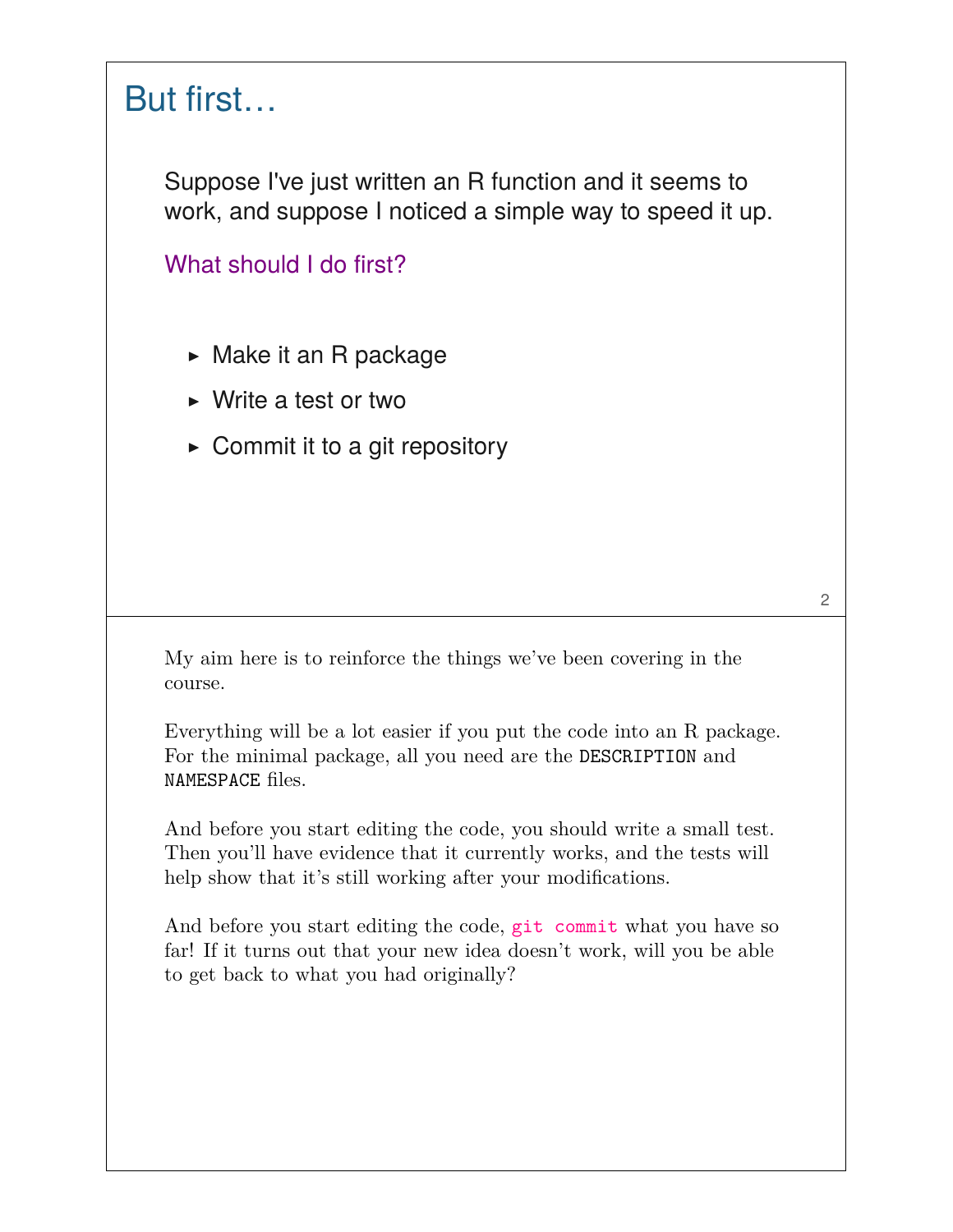# But first…

Suppose I've just written an R function and it seems to work, and suppose I noticed a simple way to speed it up.

What should I do first?

- Make it an R package
- Write a test or two
- Commit it to a git repository

My aim here is to reinforce the things we've been covering in the course.

Everything will be a lot easier if you put the code into an R package. For the minimal package, all you need are the `DESCRIPTION` and `NAMESPACE` files.

And before you start editing the code, you should write a small test. Then you'll have evidence that it currently works, and the tests will help show that it's still working after your modifications.

And before you start editing the code, `git commit` what you have so far! If it turns out that your new idea doesn't work, will you be able to get back to what you had originally?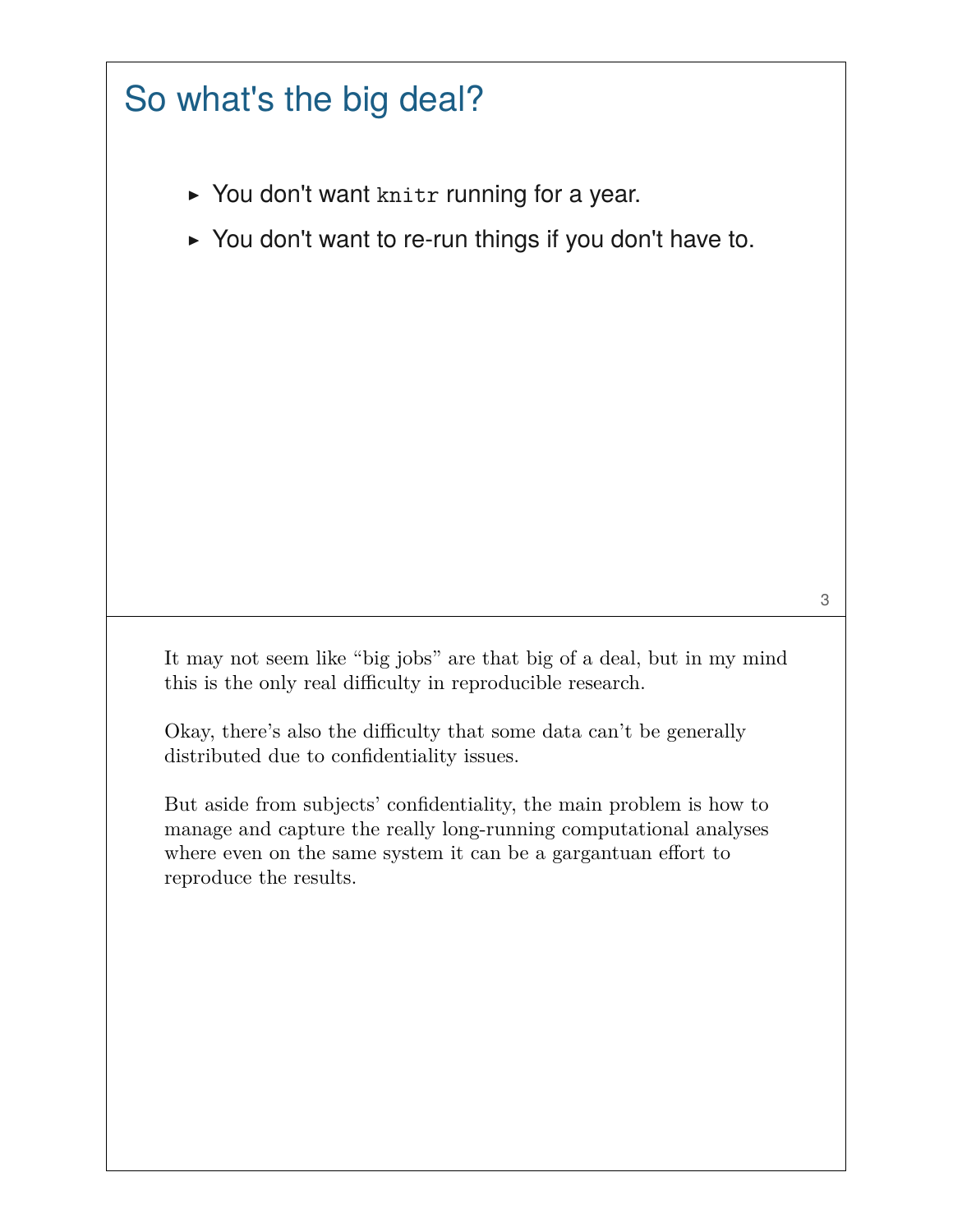# So what's the big deal?

- You don't want `knitr` running for a year.
- You don't want to re-run things if you don't have to.

It may not seem like "big jobs" are that big of a deal, but in my mind this is the only real difficulty in reproducible research.

Okay, there's also the difficulty that some data can't be generally distributed due to confidentiality issues.

But aside from subjects' confidentiality, the main problem is how to manage and capture the really long-running computational analyses where even on the same system it can be a gargantuan effort to reproduce the results.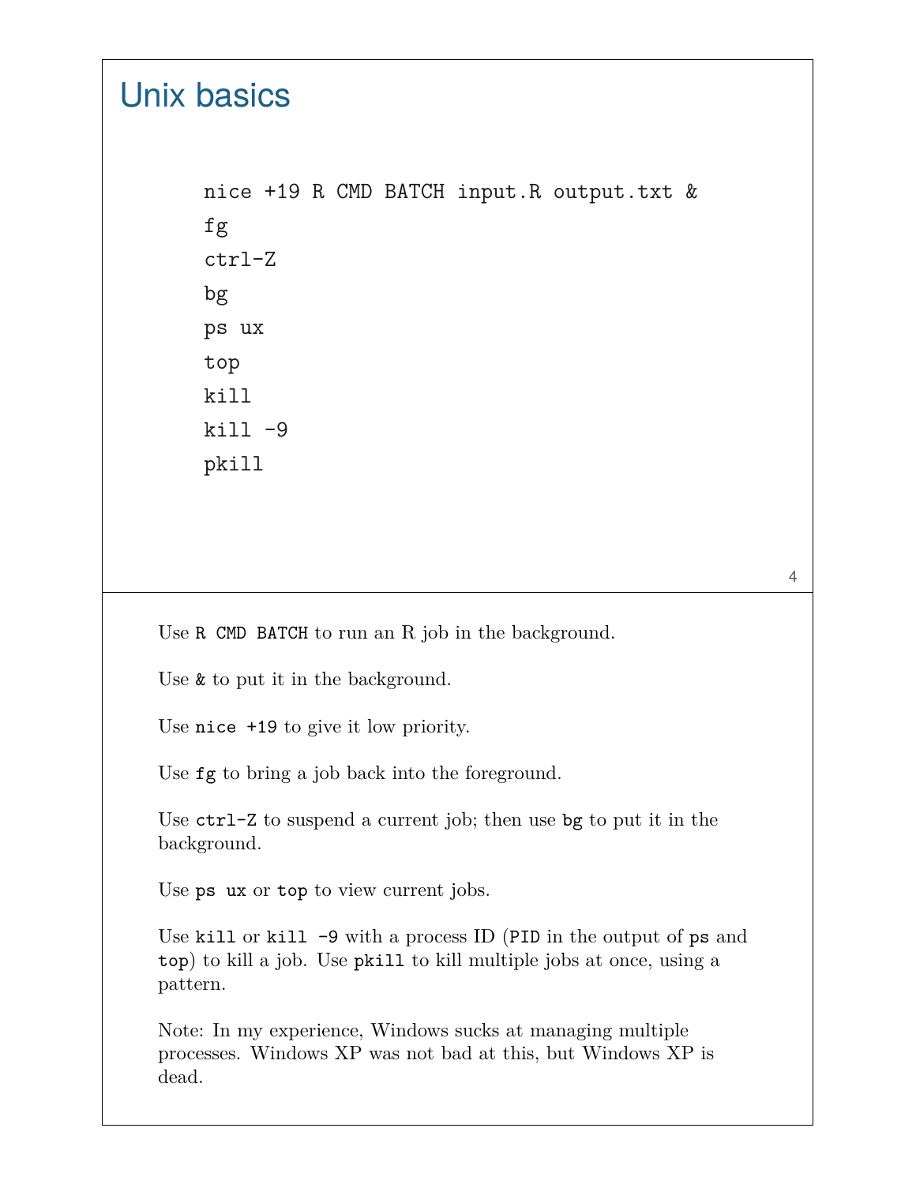# Unix basics

```
nice +19 R CMD BATCH input.R output.txt &
fg
ctrl-Z
bg
ps ux
top
kill
kill -9
pkill
```

Use `R CMD BATCH` to run an R job in the background.

Use `&` to put it in the background.

Use `nice +19` to give it low priority.

Use `fg` to bring a job back into the foreground.

Use `ctrl-Z` to suspend a current job; then use `bg` to put it in the background.

Use `ps ux` or `top` to view current jobs.

Use `kill` or `kill -9` with a process ID (`PID` in the output of `ps` and `top`) to kill a job. Use `pkill` to kill multiple jobs at once, using a pattern.

Note: In my experience, Windows sucks at managing multiple processes. Windows XP was not bad at this, but Windows XP is dead.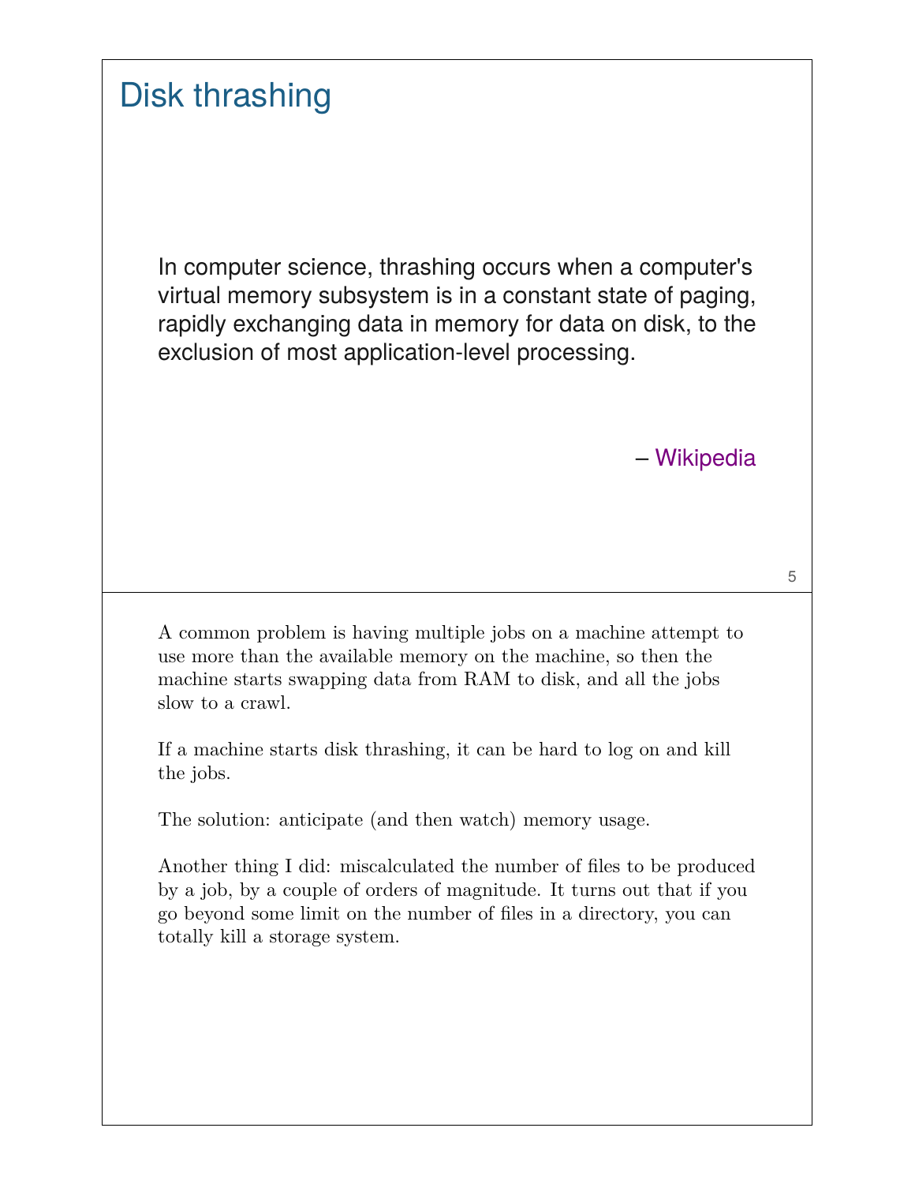# Disk thrashing

> In computer science, thrashing occurs when a computer's virtual memory subsystem is in a constant state of paging, rapidly exchanging data in memory for data on disk, to the exclusion of most application-level processing.
>
> – Wikipedia

A common problem is having multiple jobs on a machine attempt to use more than the available memory on the machine, so then the machine starts swapping data from RAM to disk, and all the jobs slow to a crawl.

If a machine starts disk thrashing, it can be hard to log on and kill the jobs.

The solution: anticipate (and then watch) memory usage.

Another thing I did: miscalculated the number of files to be produced by a job, by a couple of orders of magnitude. It turns out that if you go beyond some limit on the number of files in a directory, you can totally kill a storage system.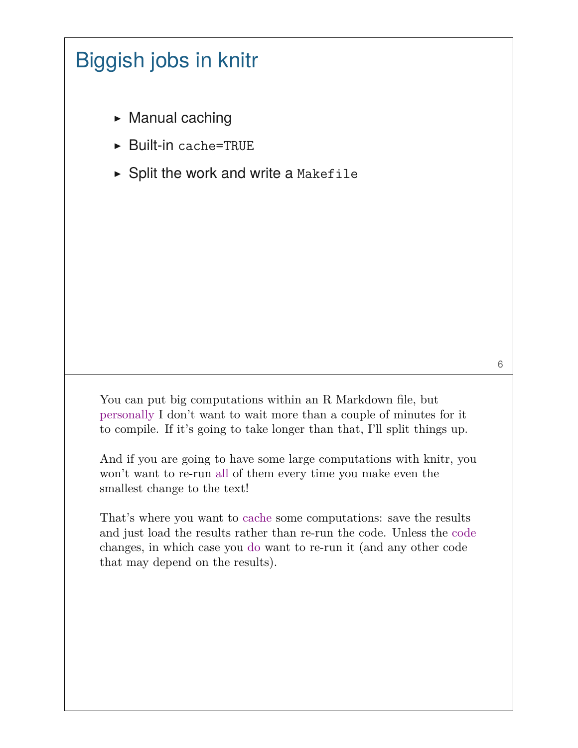# Biggish jobs in knitr

- Manual caching
- Built-in `cache=TRUE`
- Split the work and write a `Makefile`

You can put big computations within an R Markdown file, but personally I don't want to wait more than a couple of minutes for it to compile. If it's going to take longer than that, I'll split things up.

And if you are going to have some large computations with knitr, you won't want to re-run all of them every time you make even the smallest change to the text!

That's where you want to cache some computations: save the results and just load the results rather than re-run the code. Unless the code changes, in which case you do want to re-run it (and any other code that may depend on the results).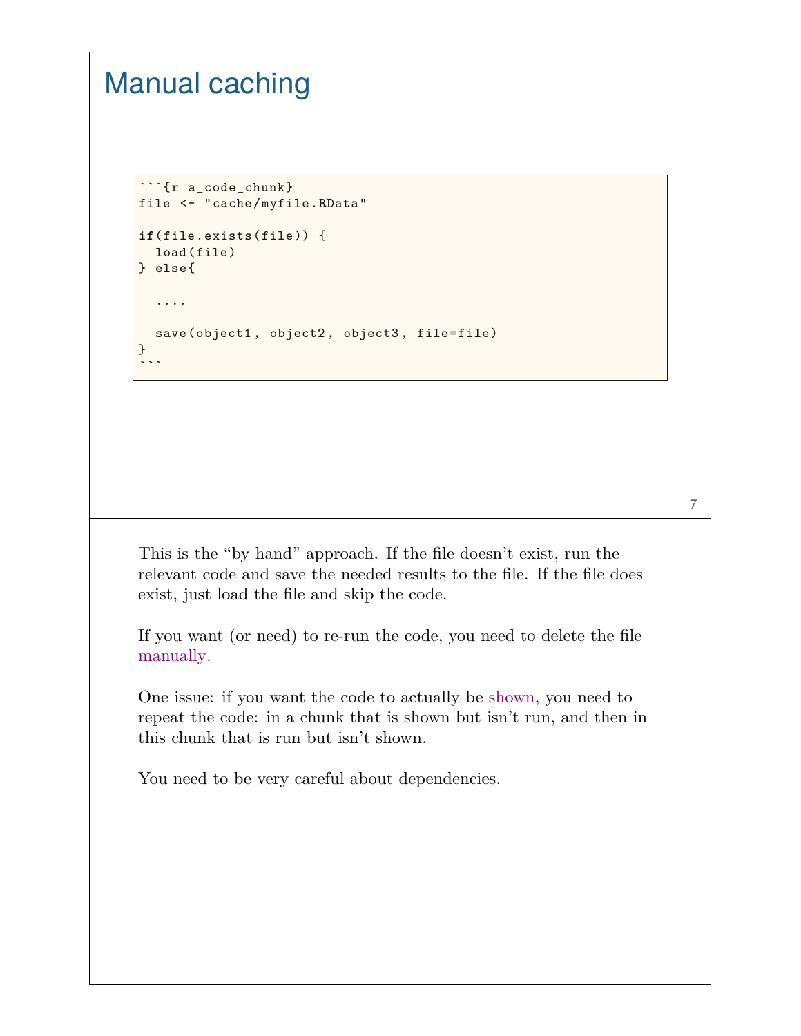# Manual caching

````
```{r a_code_chunk}
file <- "cache/myfile.RData"

if(file.exists(file)) {
  load(file)
} else{

  ....

  save(object1, object2, object3, file=file)
}
```
````

This is the “by hand” approach. If the file doesn’t exist, run the relevant code and save the needed results to the file. If the file does exist, just load the file and skip the code.

If you want (or need) to re-run the code, you need to delete the file manually.

One issue: if you want the code to actually be shown, you need to repeat the code: in a chunk that is shown but isn’t run, and then in this chunk that is run but isn’t shown.

You need to be very careful about dependencies.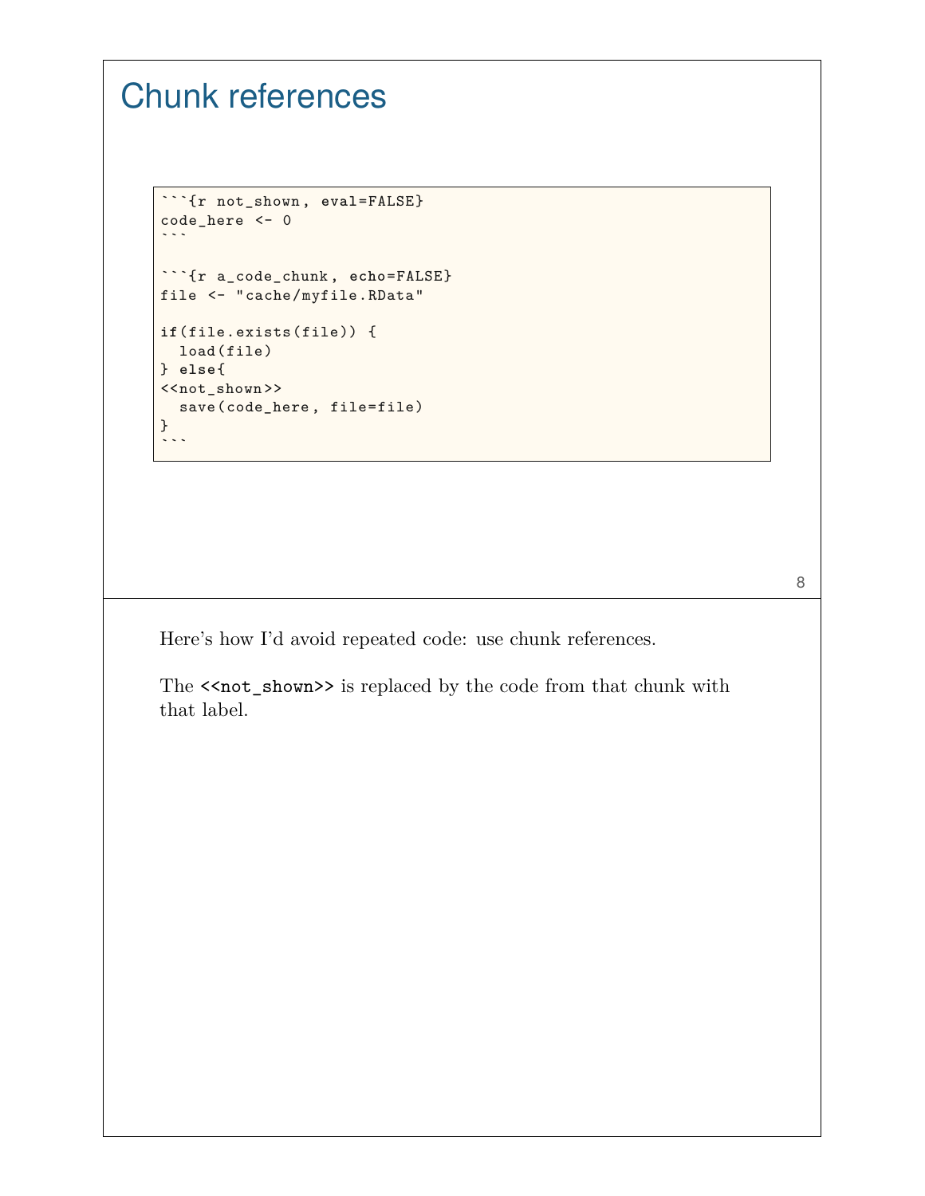# Chunk references

````
```{r not_shown, eval=FALSE}
code_here <- 0
```

```{r a_code_chunk, echo=FALSE}
file <- "cache/myfile.RData"

if(file.exists(file)) {
  load(file)
} else{
<<not_shown>>
  save(code_here, file=file)
}
```
````

Here's how I'd avoid repeated code: use chunk references.

The `<<not_shown>>` is replaced by the code from that chunk with that label.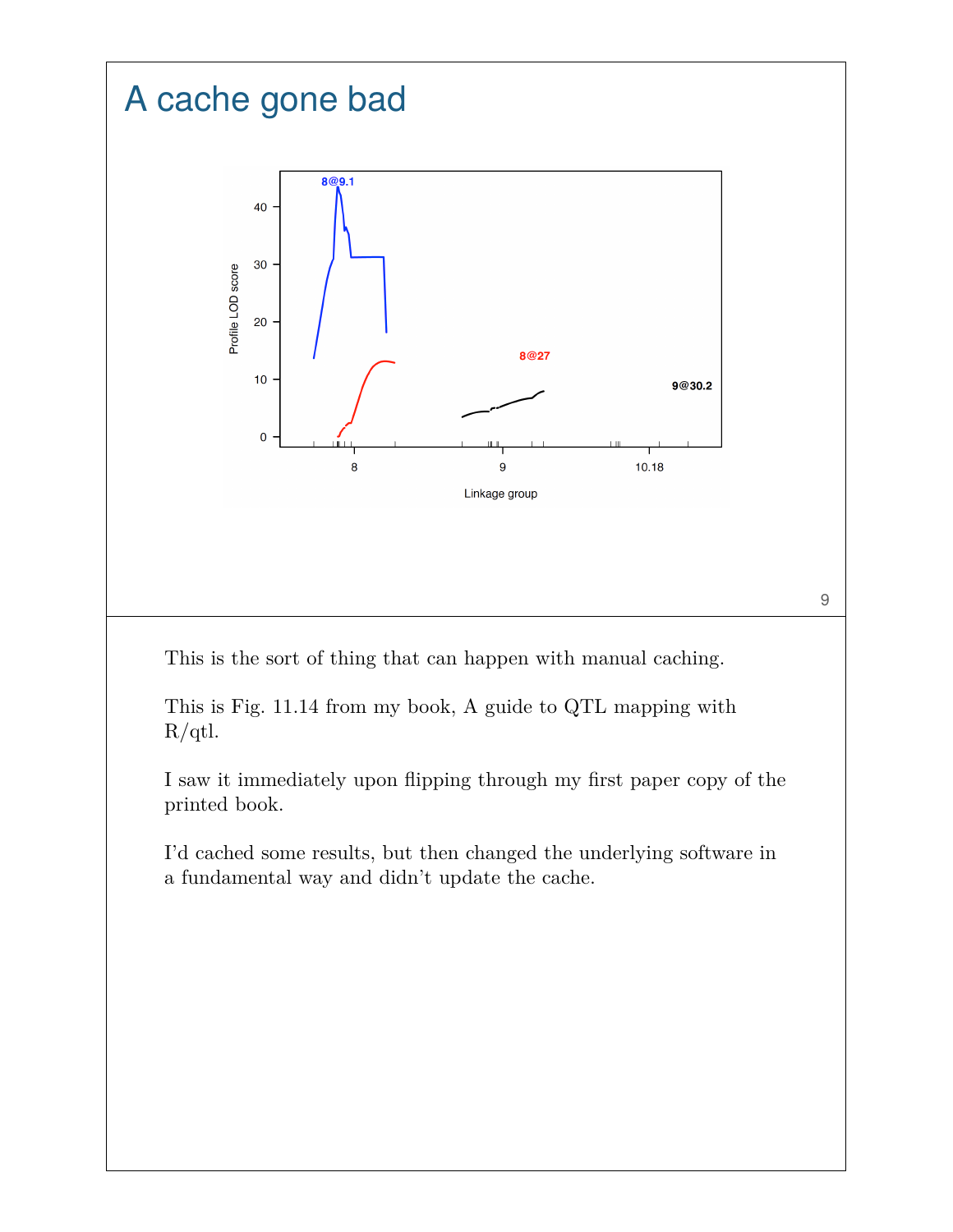# A cache gone bad

This is the sort of thing that can happen with manual caching.

This is Fig. 11.14 from my book, A guide to QTL mapping with R/qtl.

I saw it immediately upon flipping through my first paper copy of the printed book.

I'd cached some results, but then changed the underlying software in a fundamental way and didn't update the cache.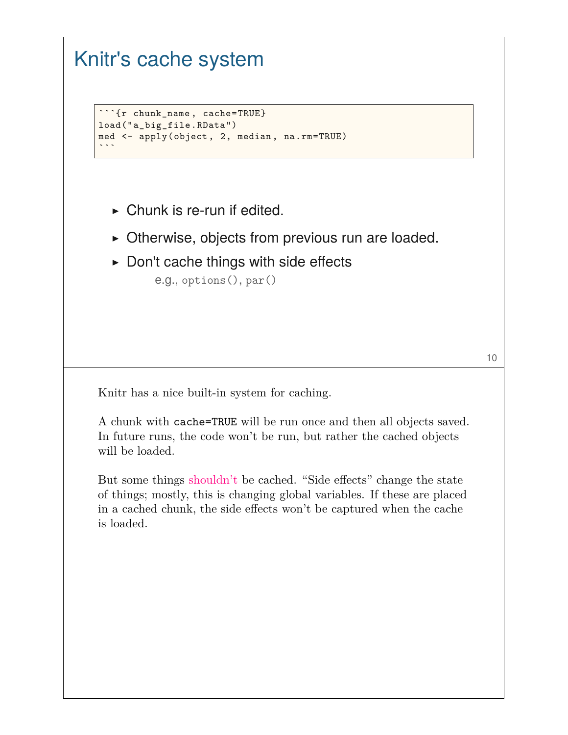# Knitr's cache system

````
```{r chunk_name, cache=TRUE}
load("a_big_file.RData")
med <- apply(object, 2, median, na.rm=TRUE)
```
````

- Chunk is re-run if edited.
- Otherwise, objects from previous run are loaded.
- Don't cache things with side effects
  - e.g., `options()`, `par()`

Knitr has a nice built-in system for caching.

A chunk with `cache=TRUE` will be run once and then all objects saved. In future runs, the code won't be run, but rather the cached objects will be loaded.

But some things shouldn't be cached. "Side effects" change the state of things; mostly, this is changing global variables. If these are placed in a cached chunk, the side effects won't be captured when the cache is loaded.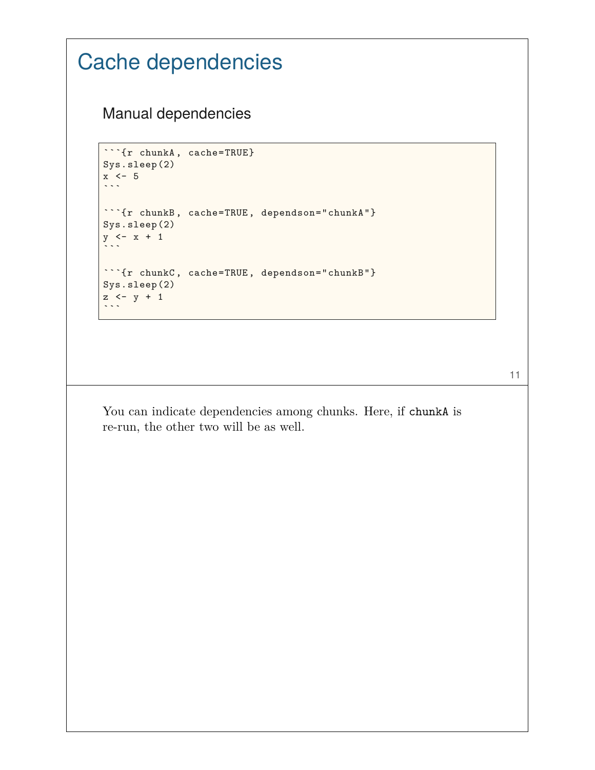# Cache dependencies

## Manual dependencies

````
```{r chunkA, cache=TRUE}
Sys.sleep(2)
x <- 5
```

```{r chunkB, cache=TRUE, dependson="chunkA"}
Sys.sleep(2)
y <- x + 1
```

```{r chunkC, cache=TRUE, dependson="chunkB"}
Sys.sleep(2)
z <- y + 1
```
````

You can indicate dependencies among chunks. Here, if `chunkA` is re-run, the other two will be as well.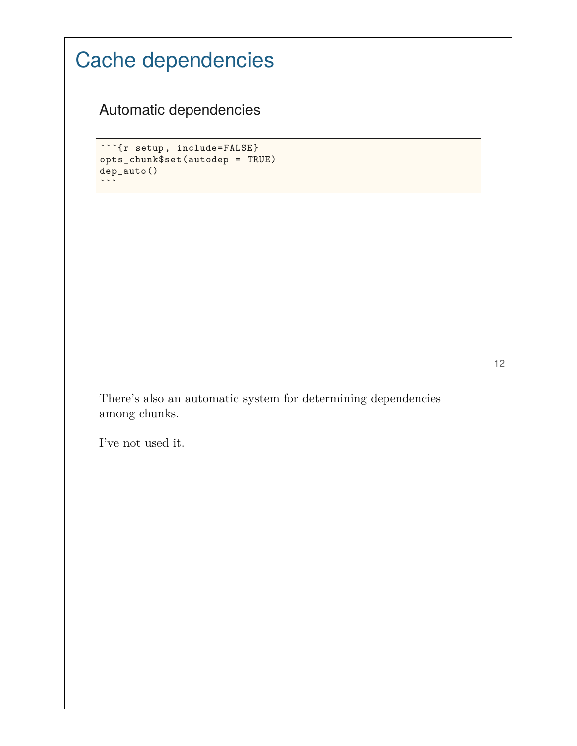# Cache dependencies

## Automatic dependencies

````
```{r setup, include=FALSE}
opts_chunk$set(autodep = TRUE)
dep_auto()
```
````

There's also an automatic system for determining dependencies among chunks.

I've not used it.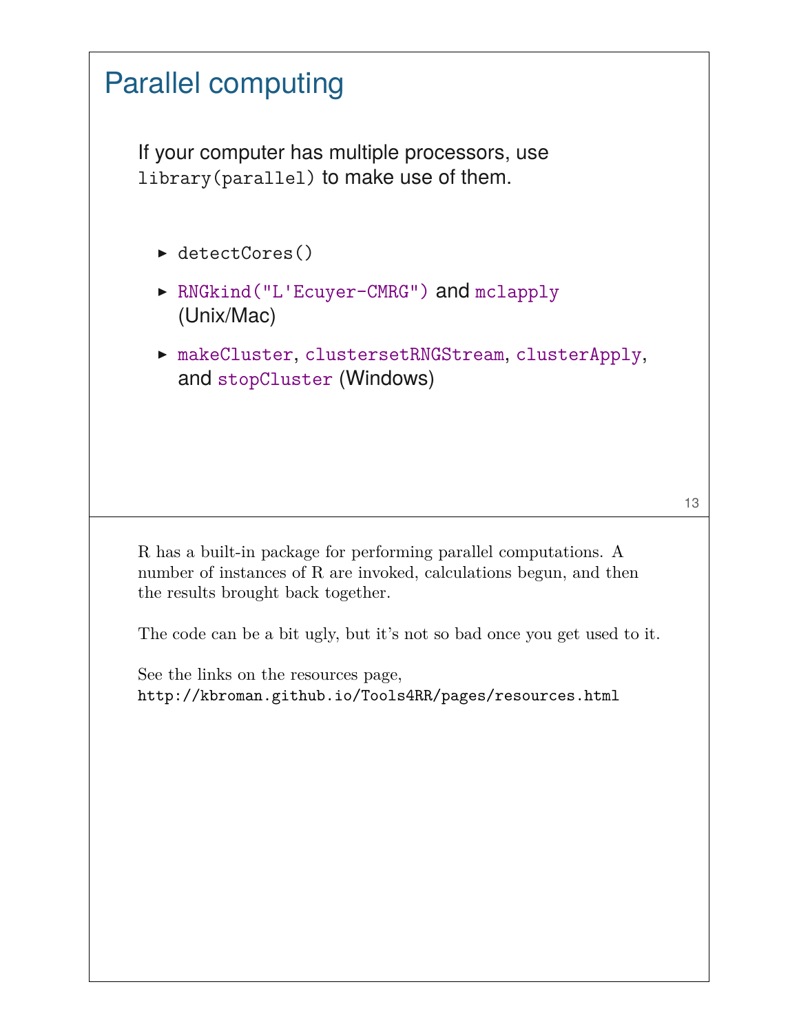# Parallel computing

If your computer has multiple processors, use `library(parallel)` to make use of them.

- `detectCores()`
- `RNGkind("L'Ecuyer-CMRG")` and `mclapply` (Unix/Mac)
- `makeCluster`, `clustersetRNGStream`, `clusterApply`, and `stopCluster` (Windows)

R has a built-in package for performing parallel computations. A number of instances of R are invoked, calculations begun, and then the results brought back together.

The code can be a bit ugly, but it's not so bad once you get used to it.

See the links on the resources page,
`http://kbroman.github.io/Tools4RR/pages/resources.html`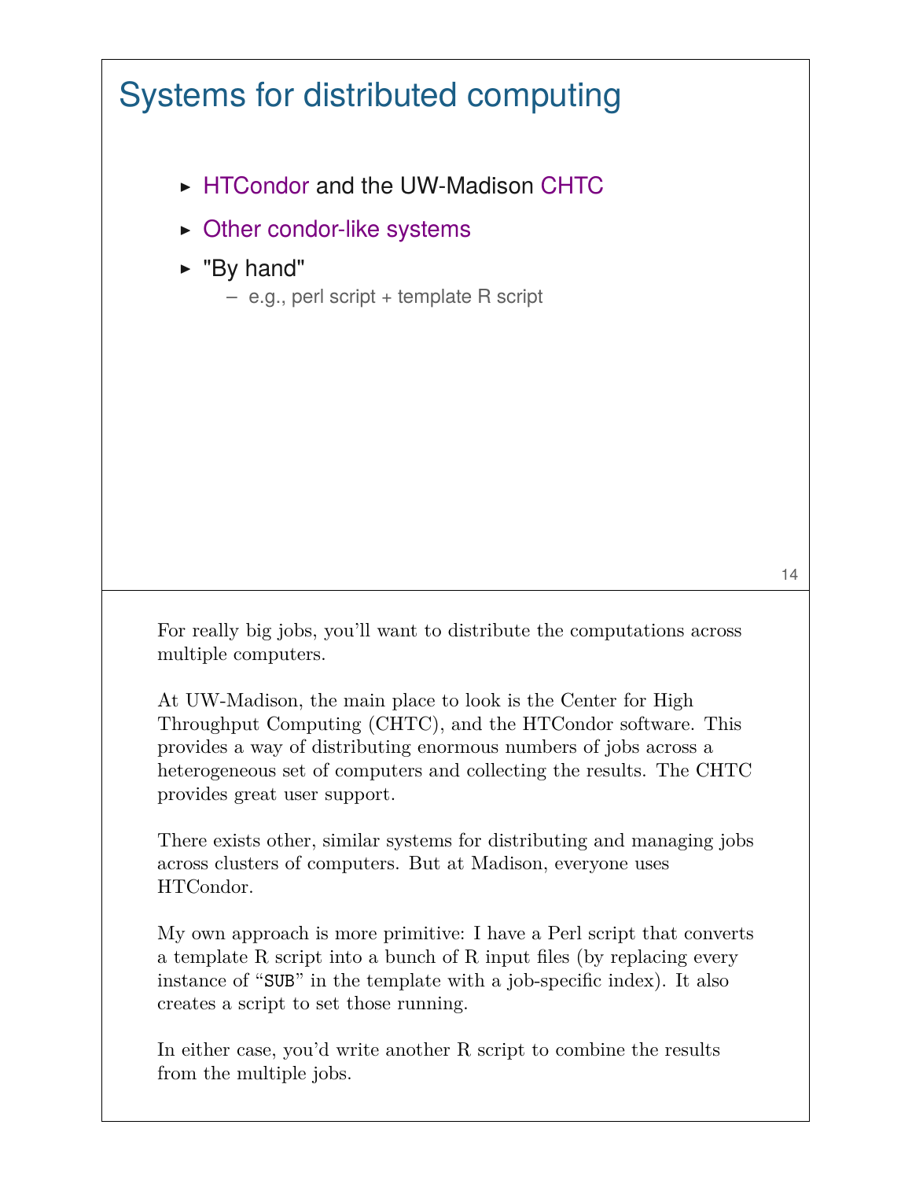# Systems for distributed computing

- HTCondor and the UW-Madison CHTC
- Other condor-like systems
- "By hand"
  - e.g., perl script + template R script

For really big jobs, you'll want to distribute the computations across multiple computers.

At UW-Madison, the main place to look is the Center for High Throughput Computing (CHTC), and the HTCondor software. This provides a way of distributing enormous numbers of jobs across a heterogeneous set of computers and collecting the results. The CHTC provides great user support.

There exists other, similar systems for distributing and managing jobs across clusters of computers. But at Madison, everyone uses HTCondor.

My own approach is more primitive: I have a Perl script that converts a template R script into a bunch of R input files (by replacing every instance of "`SUB`" in the template with a job-specific index). It also creates a script to set those running.

In either case, you'd write another R script to combine the results from the multiple jobs.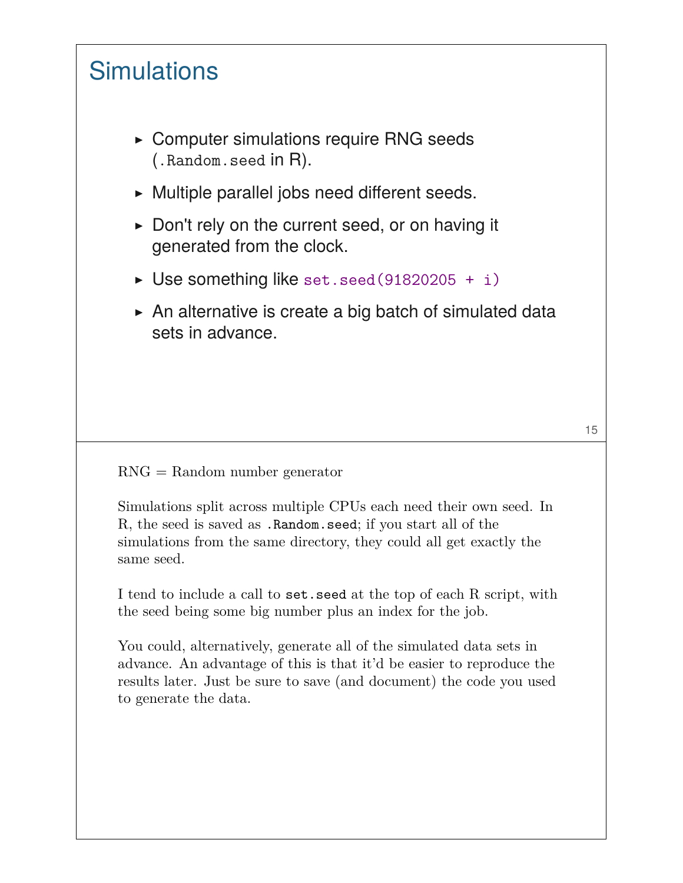# Simulations

- Computer simulations require RNG seeds (`.Random.seed` in R).
- Multiple parallel jobs need different seeds.
- Don't rely on the current seed, or on having it generated from the clock.
- Use something like `set.seed(91820205 + i)`
- An alternative is create a big batch of simulated data sets in advance.

RNG = Random number generator

Simulations split across multiple CPUs each need their own seed. In R, the seed is saved as `.Random.seed`; if you start all of the simulations from the same directory, they could all get exactly the same seed.

I tend to include a call to `set.seed` at the top of each R script, with the seed being some big number plus an index for the job.

You could, alternatively, generate all of the simulated data sets in advance. An advantage of this is that it'd be easier to reproduce the results later. Just be sure to save (and document) the code you used to generate the data.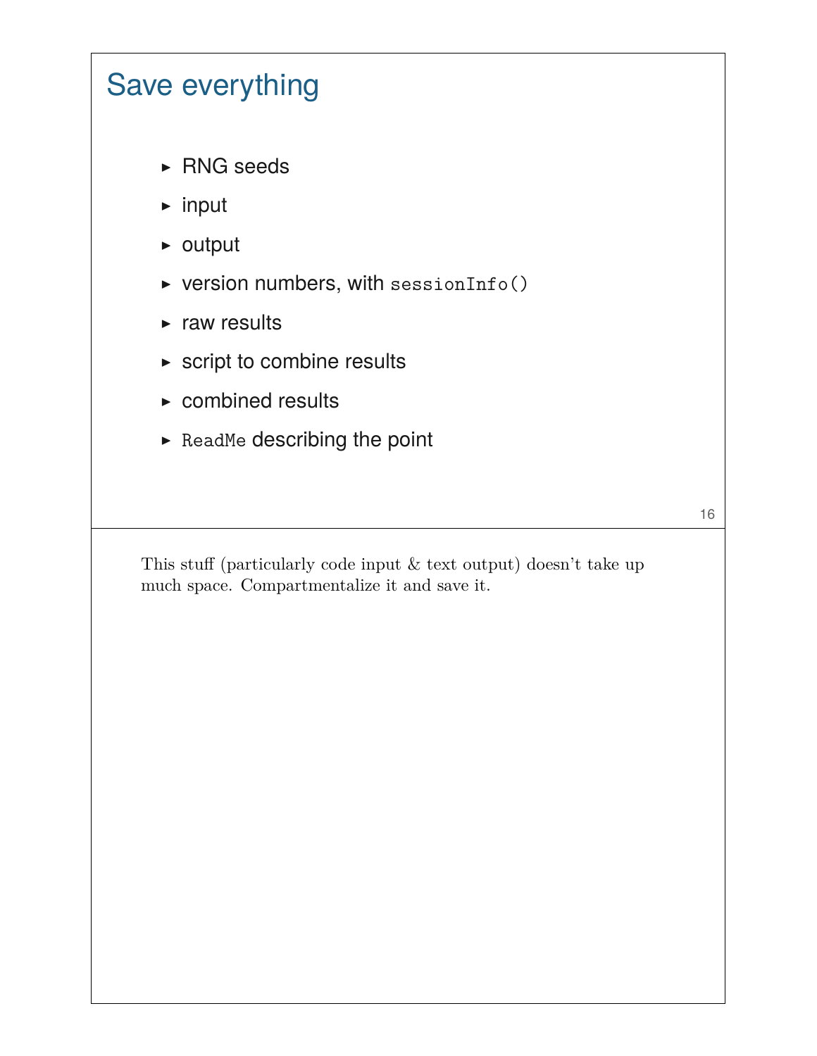# Save everything

- RNG seeds
- input
- output
- version numbers, with `sessionInfo()`
- raw results
- script to combine results
- combined results
- `ReadMe` describing the point

This stuff (particularly code input & text output) doesn't take up much space. Compartmentalize it and save it.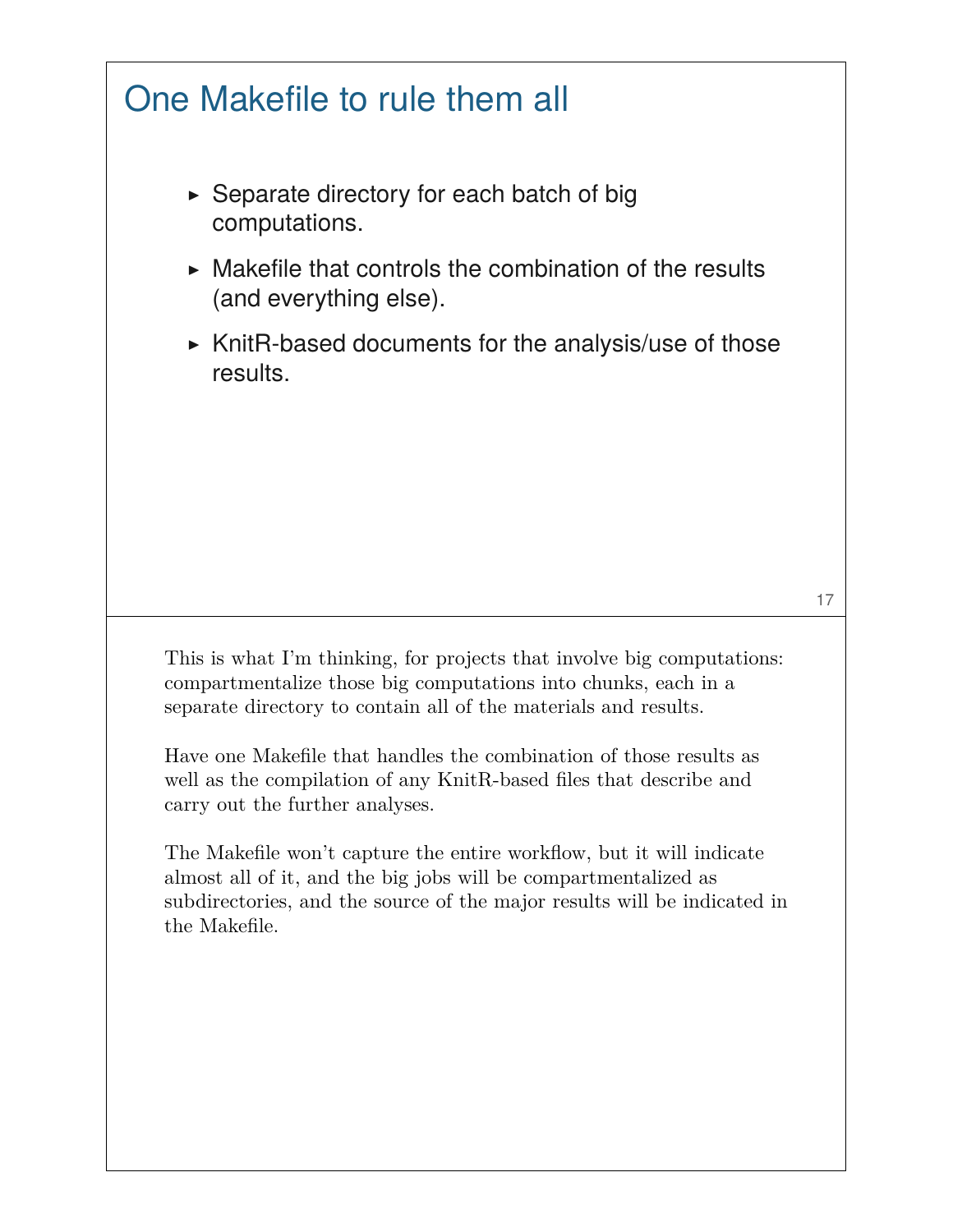# One Makefile to rule them all

- Separate directory for each batch of big computations.
- Makefile that controls the combination of the results (and everything else).
- KnitR-based documents for the analysis/use of those results.

This is what I'm thinking, for projects that involve big computations: compartmentalize those big computations into chunks, each in a separate directory to contain all of the materials and results.

Have one Makefile that handles the combination of those results as well as the compilation of any KnitR-based files that describe and carry out the further analyses.

The Makefile won't capture the entire workflow, but it will indicate almost all of it, and the big jobs will be compartmentalized as subdirectories, and the source of the major results will be indicated in the Makefile.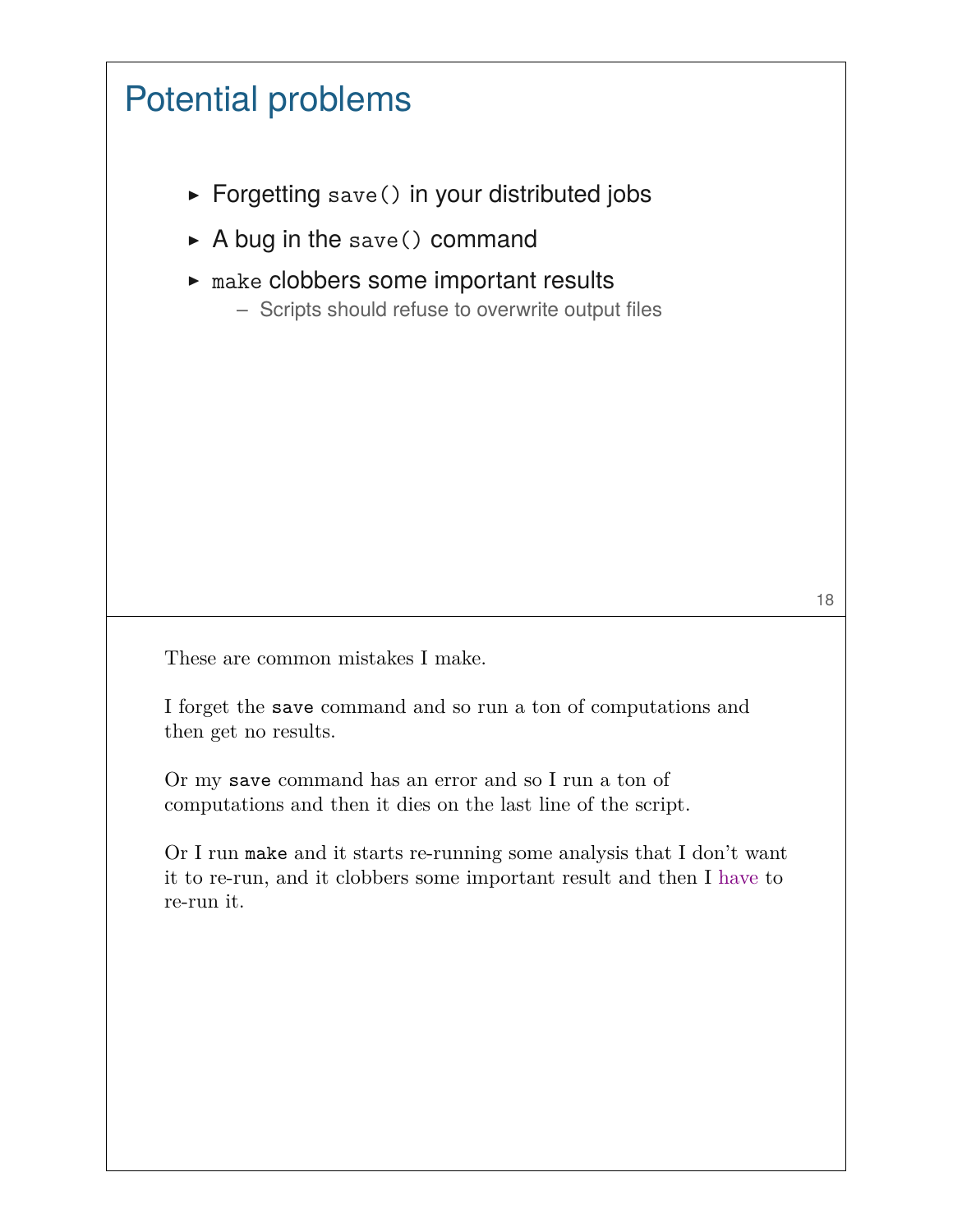# Potential problems

- Forgetting `save()` in your distributed jobs
- A bug in the `save()` command
- `make` clobbers some important results
  - Scripts should refuse to overwrite output files

These are common mistakes I make.

I forget the `save` command and so run a ton of computations and then get no results.

Or my `save` command has an error and so I run a ton of computations and then it dies on the last line of the script.

Or I run `make` and it starts re-running some analysis that I don't want it to re-run, and it clobbers some important result and then I *have* to re-run it.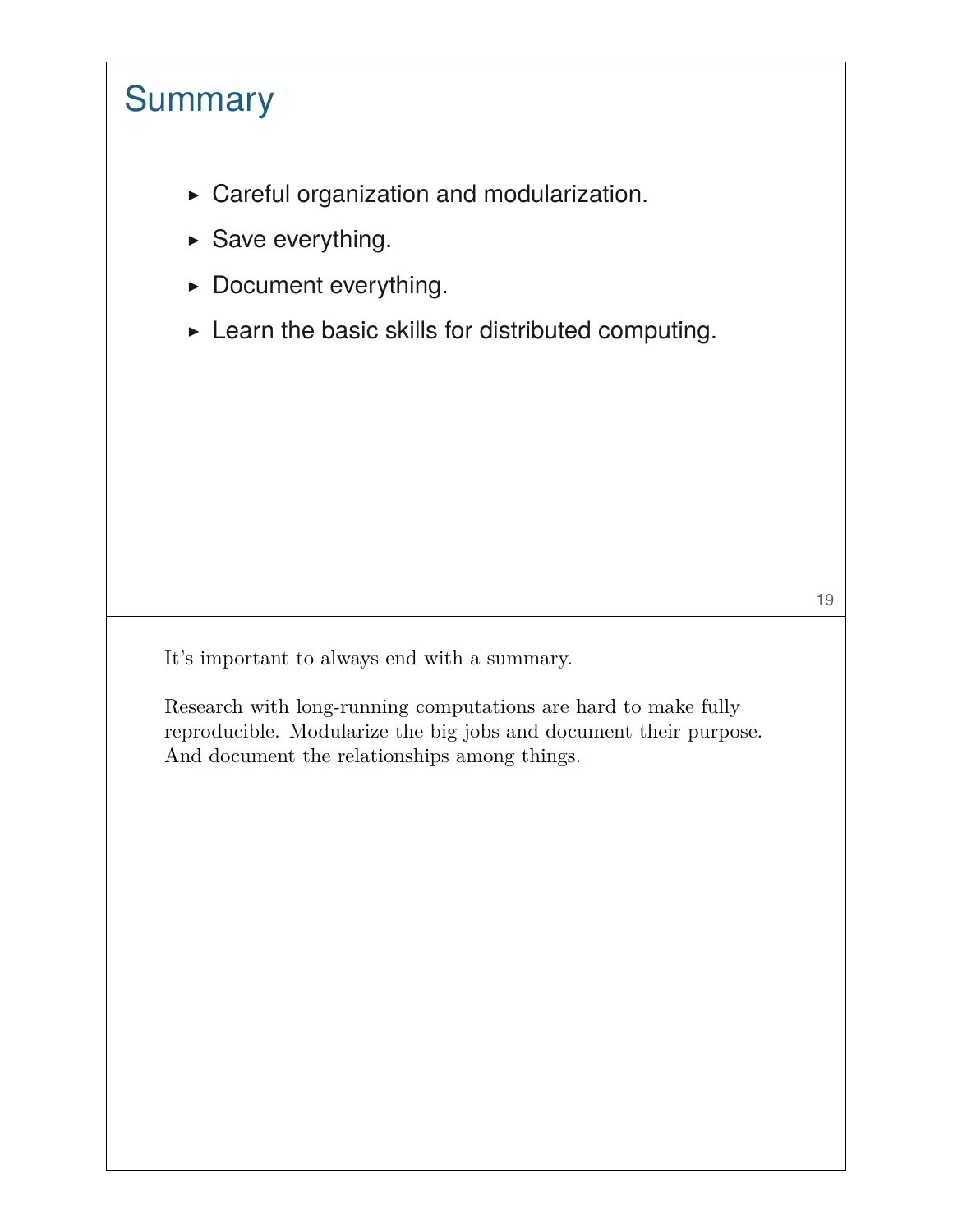# Summary

- Careful organization and modularization.
- Save everything.
- Document everything.
- Learn the basic skills for distributed computing.

It's important to always end with a summary.

Research with long-running computations are hard to make fully reproducible. Modularize the big jobs and document their purpose. And document the relationships among things.